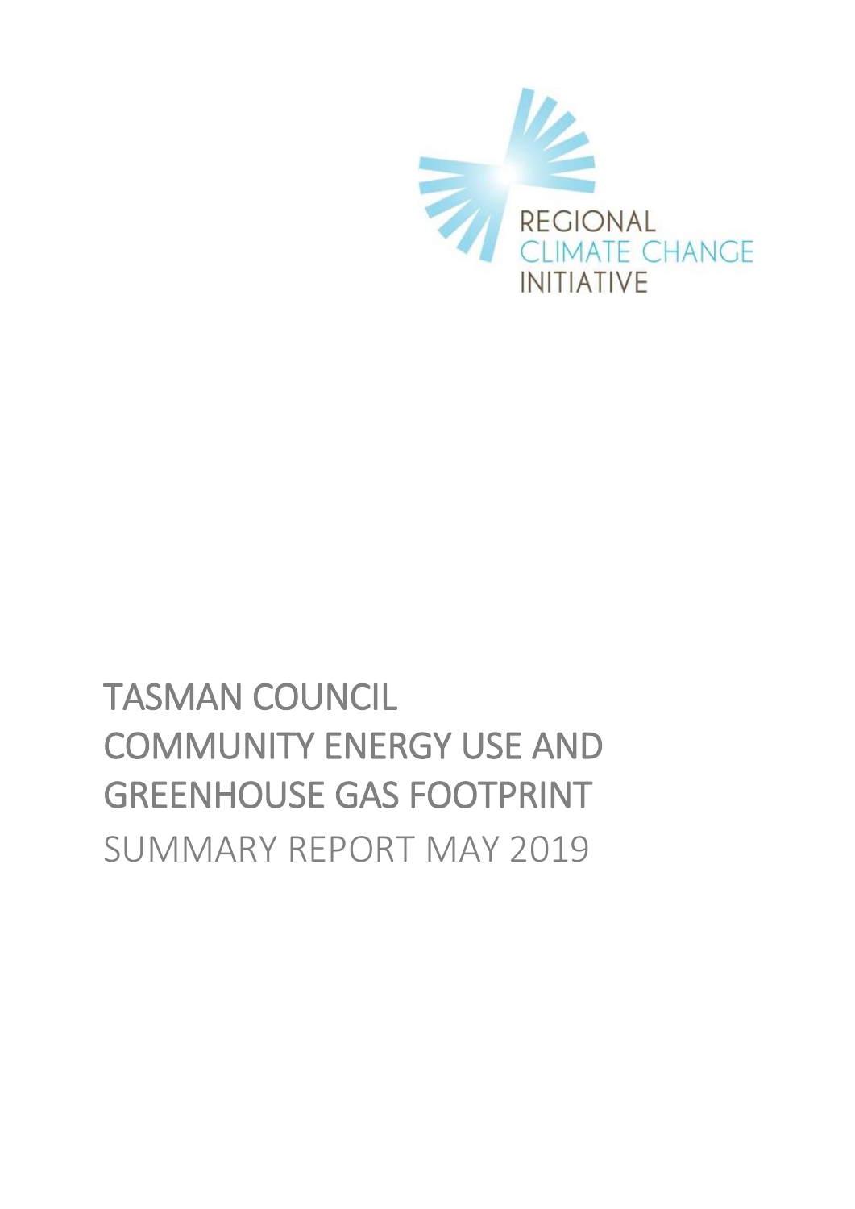REGIONAL
CLIMATE CHANGE
INITIATIVE

# TASMAN COUNCIL COMMUNITY ENERGY USE AND GREENHOUSE GAS FOOTPRINT

SUMMARY REPORT MAY 2019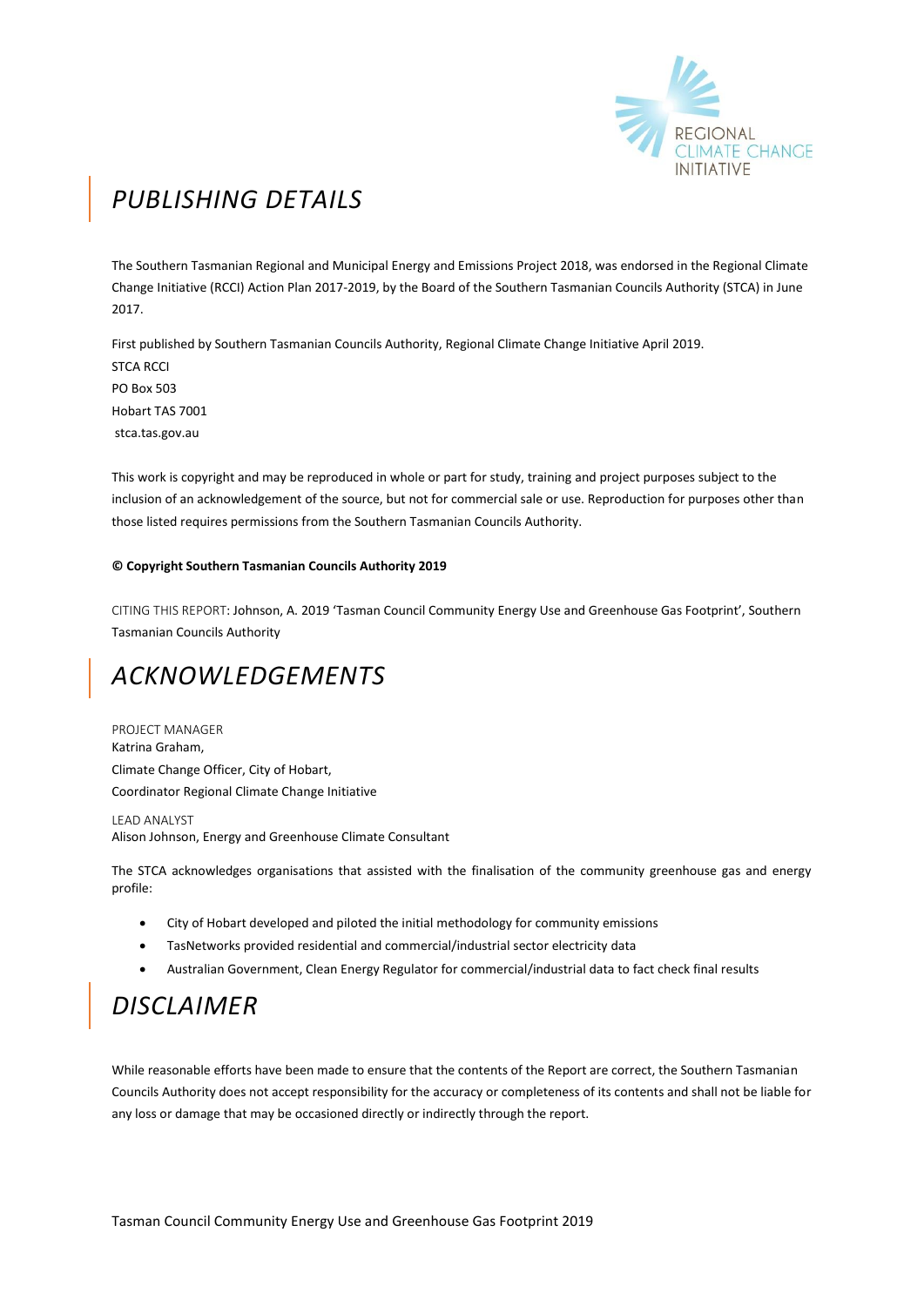## *PUBLISHING DETAILS*

The Southern Tasmanian Regional and Municipal Energy and Emissions Project 2018, was endorsed in the Regional Climate Change Initiative (RCCI) Action Plan 2017-2019, by the Board of the Southern Tasmanian Councils Authority (STCA) in June 2017.

First published by Southern Tasmanian Councils Authority, Regional Climate Change Initiative April 2019.
STCA RCCI
PO Box 503
Hobart TAS 7001
stca.tas.gov.au

This work is copyright and may be reproduced in whole or part for study, training and project purposes subject to the inclusion of an acknowledgement of the source, but not for commercial sale or use. Reproduction for purposes other than those listed requires permissions from the Southern Tasmanian Councils Authority.

**© Copyright Southern Tasmanian Councils Authority 2019**

CITING THIS REPORT: Johnson, A. 2019 'Tasman Council Community Energy Use and Greenhouse Gas Footprint', Southern Tasmanian Councils Authority

## *ACKNOWLEDGEMENTS*

PROJECT MANAGER
Katrina Graham,
Climate Change Officer, City of Hobart,
Coordinator Regional Climate Change Initiative

LEAD ANALYST
Alison Johnson, Energy and Greenhouse Climate Consultant

The STCA acknowledges organisations that assisted with the finalisation of the community greenhouse gas and energy profile:

- City of Hobart developed and piloted the initial methodology for community emissions
- TasNetworks provided residential and commercial/industrial sector electricity data
- Australian Government, Clean Energy Regulator for commercial/industrial data to fact check final results

## *DISCLAIMER*

While reasonable efforts have been made to ensure that the contents of the Report are correct, the Southern Tasmanian Councils Authority does not accept responsibility for the accuracy or completeness of its contents and shall not be liable for any loss or damage that may be occasioned directly or indirectly through the report.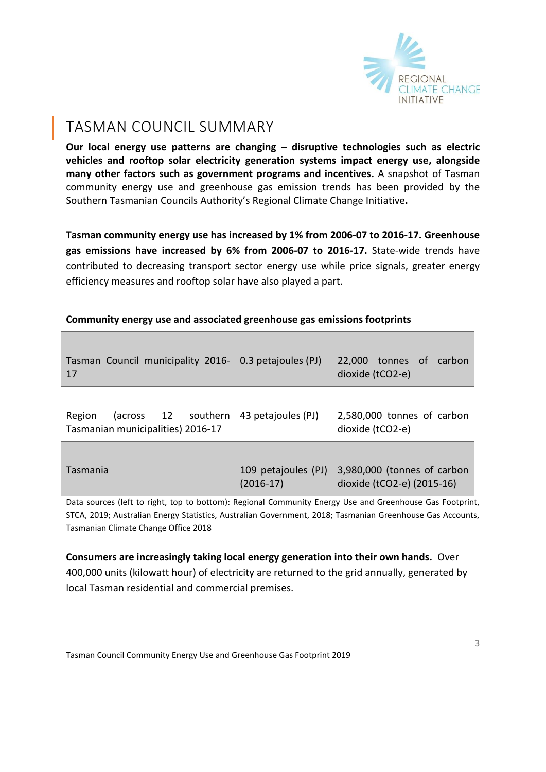# TASMAN COUNCIL SUMMARY

**Our local energy use patterns are changing – disruptive technologies such as electric vehicles and rooftop solar electricity generation systems impact energy use, alongside many other factors such as government programs and incentives.** A snapshot of Tasman community energy use and greenhouse gas emission trends has been provided by the Southern Tasmanian Councils Authority's Regional Climate Change Initiative**.**

**Tasman community energy use has increased by 1% from 2006-07 to 2016-17. Greenhouse gas emissions have increased by 6% from 2006-07 to 2016-17.** State-wide trends have contributed to decreasing transport sector energy use while price signals, greater energy efficiency measures and rooftop solar have also played a part.

**Community energy use and associated greenhouse gas emissions footprints**

| | | |
|---|---|---|
| Tasman Council municipality 2016-17 | 0.3 petajoules (PJ) | 22,000 tonnes of carbon dioxide (tCO2-e) |
| Region (across 12 southern Tasmanian municipalities) 2016-17 | 43 petajoules (PJ) | 2,580,000 tonnes of carbon dioxide (tCO2-e) |
| Tasmania | 109 petajoules (PJ) (2016-17) | 3,980,000 (tonnes of carbon dioxide (tCO2-e) (2015-16) |

Data sources (left to right, top to bottom): Regional Community Energy Use and Greenhouse Gas Footprint, STCA, 2019; Australian Energy Statistics, Australian Government, 2018; Tasmanian Greenhouse Gas Accounts, Tasmanian Climate Change Office 2018

**Consumers are increasingly taking local energy generation into their own hands.** Over 400,000 units (kilowatt hour) of electricity are returned to the grid annually, generated by local Tasman residential and commercial premises.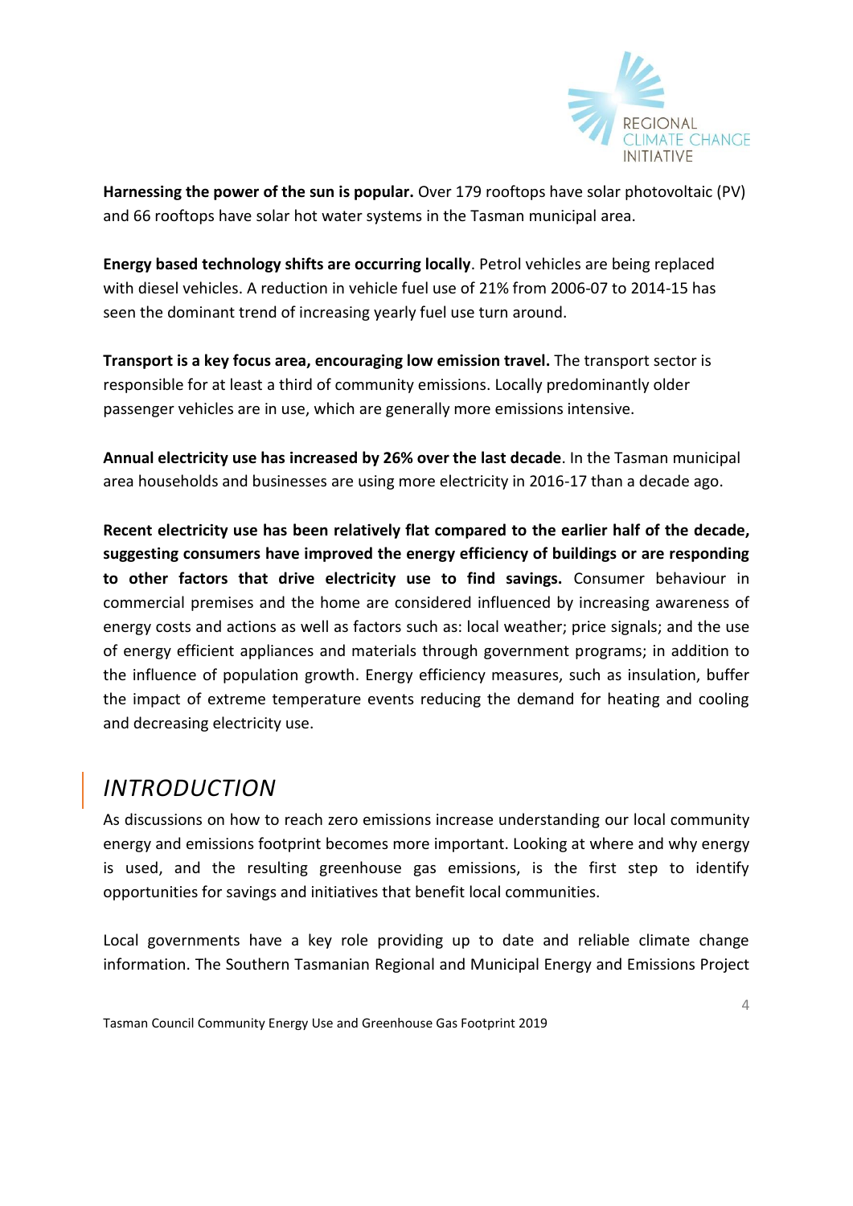**Harnessing the power of the sun is popular.** Over 179 rooftops have solar photovoltaic (PV) and 66 rooftops have solar hot water systems in the Tasman municipal area.

**Energy based technology shifts are occurring locally**. Petrol vehicles are being replaced with diesel vehicles. A reduction in vehicle fuel use of 21% from 2006-07 to 2014-15 has seen the dominant trend of increasing yearly fuel use turn around.

**Transport is a key focus area, encouraging low emission travel.** The transport sector is responsible for at least a third of community emissions. Locally predominantly older passenger vehicles are in use, which are generally more emissions intensive.

**Annual electricity use has increased by 26% over the last decade**. In the Tasman municipal area households and businesses are using more electricity in 2016-17 than a decade ago.

**Recent electricity use has been relatively flat compared to the earlier half of the decade, suggesting consumers have improved the energy efficiency of buildings or are responding to other factors that drive electricity use to find savings.** Consumer behaviour in commercial premises and the home are considered influenced by increasing awareness of energy costs and actions as well as factors such as: local weather; price signals; and the use of energy efficient appliances and materials through government programs; in addition to the influence of population growth. Energy efficiency measures, such as insulation, buffer the impact of extreme temperature events reducing the demand for heating and cooling and decreasing electricity use.

## *INTRODUCTION*

As discussions on how to reach zero emissions increase understanding our local community energy and emissions footprint becomes more important. Looking at where and why energy is used, and the resulting greenhouse gas emissions, is the first step to identify opportunities for savings and initiatives that benefit local communities.

Local governments have a key role providing up to date and reliable climate change information. The Southern Tasmanian Regional and Municipal Energy and Emissions Project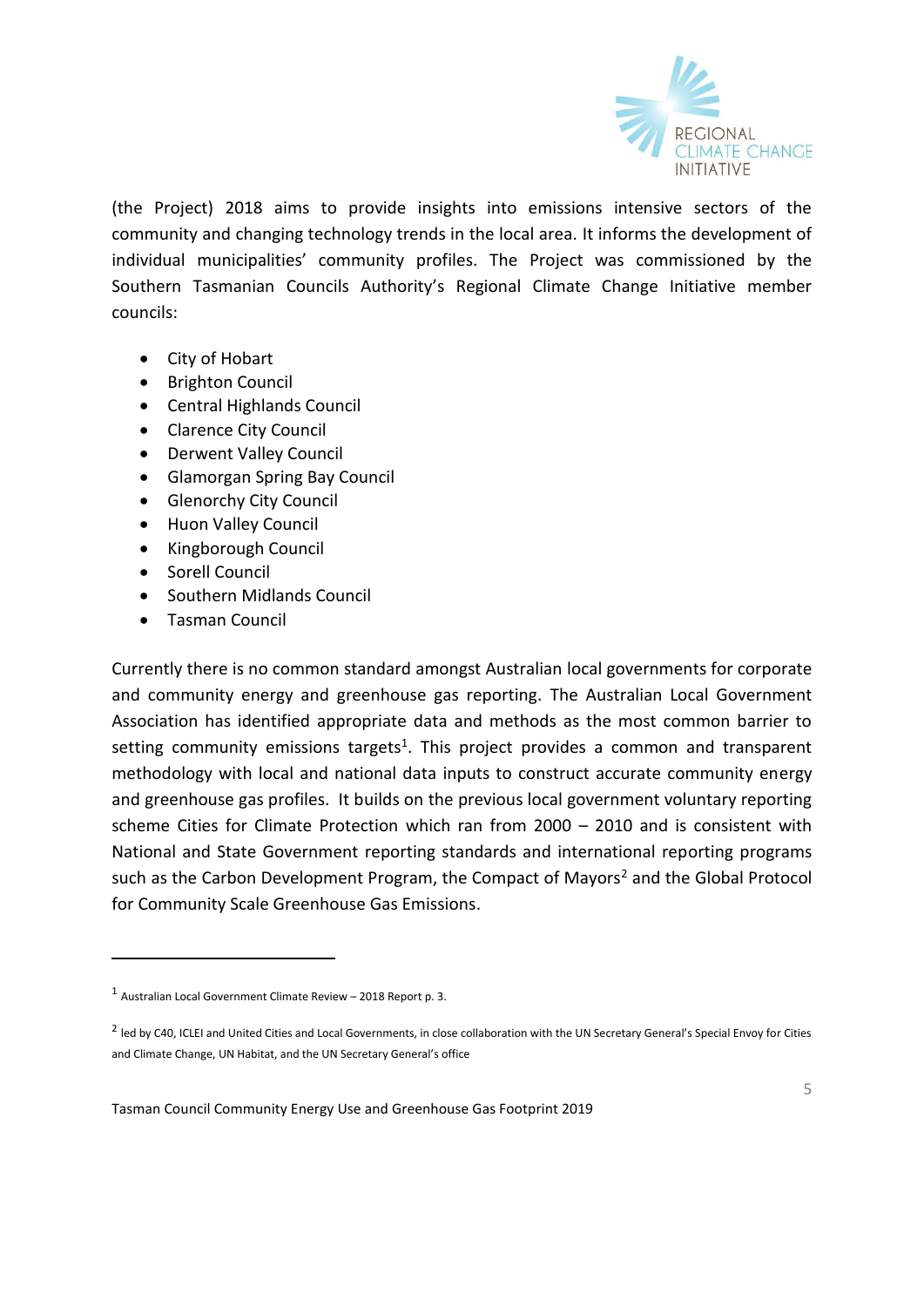(the Project) 2018 aims to provide insights into emissions intensive sectors of the community and changing technology trends in the local area. It informs the development of individual municipalities' community profiles. The Project was commissioned by the Southern Tasmanian Councils Authority's Regional Climate Change Initiative member councils:

- City of Hobart
- Brighton Council
- Central Highlands Council
- Clarence City Council
- Derwent Valley Council
- Glamorgan Spring Bay Council
- Glenorchy City Council
- Huon Valley Council
- Kingborough Council
- Sorell Council
- Southern Midlands Council
- Tasman Council

Currently there is no common standard amongst Australian local governments for corporate and community energy and greenhouse gas reporting. The Australian Local Government Association has identified appropriate data and methods as the most common barrier to setting community emissions targets[1]. This project provides a common and transparent methodology with local and national data inputs to construct accurate community energy and greenhouse gas profiles. It builds on the previous local government voluntary reporting scheme Cities for Climate Protection which ran from 2000 – 2010 and is consistent with National and State Government reporting standards and international reporting programs such as the Carbon Development Program, the Compact of Mayors[2] and the Global Protocol for Community Scale Greenhouse Gas Emissions.

[1] Australian Local Government Climate Review – 2018 Report p. 3.

[2] led by C40, ICLEI and United Cities and Local Governments, in close collaboration with the UN Secretary General's Special Envoy for Cities and Climate Change, UN Habitat, and the UN Secretary General's office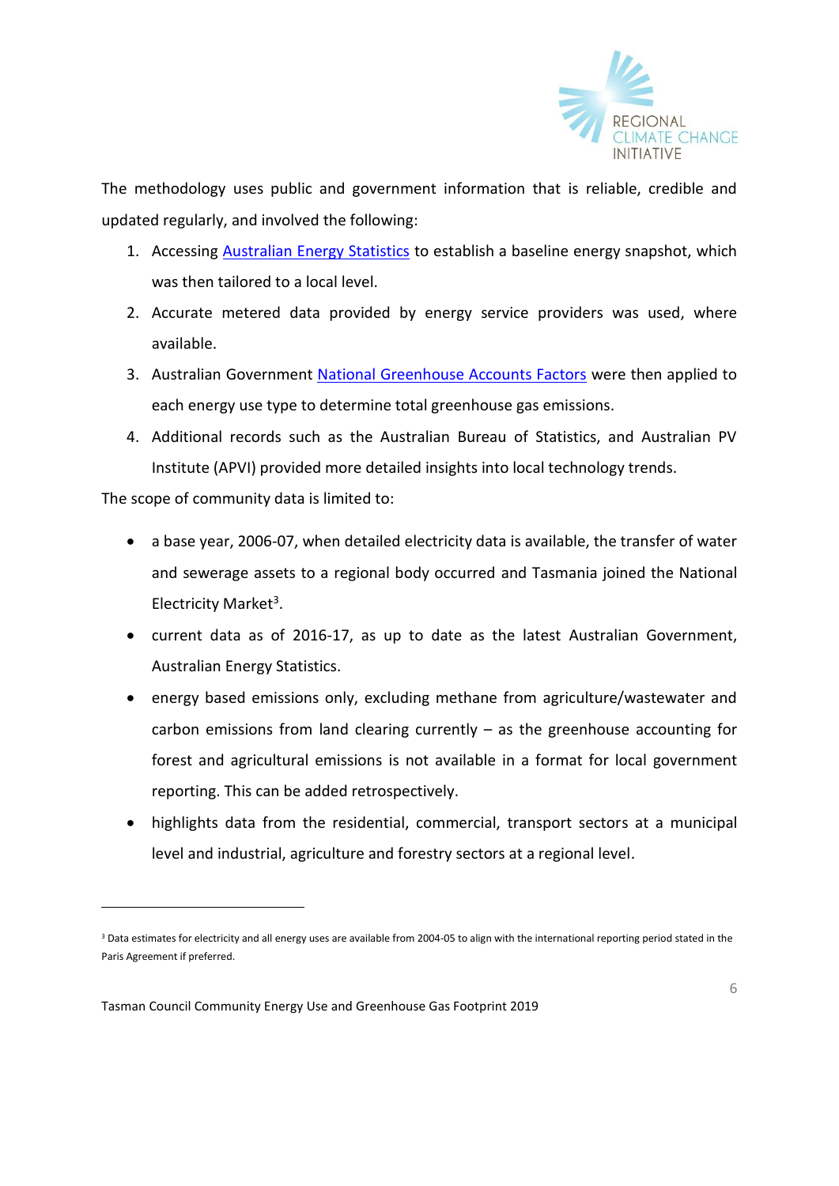The methodology uses public and government information that is reliable, credible and updated regularly, and involved the following:

1. Accessing Australian Energy Statistics to establish a baseline energy snapshot, which was then tailored to a local level.
2. Accurate metered data provided by energy service providers was used, where available.
3. Australian Government National Greenhouse Accounts Factors were then applied to each energy use type to determine total greenhouse gas emissions.
4. Additional records such as the Australian Bureau of Statistics, and Australian PV Institute (APVI) provided more detailed insights into local technology trends.

The scope of community data is limited to:

- a base year, 2006-07, when detailed electricity data is available, the transfer of water and sewerage assets to a regional body occurred and Tasmania joined the National Electricity Market[3].
- current data as of 2016-17, as up to date as the latest Australian Government, Australian Energy Statistics.
- energy based emissions only, excluding methane from agriculture/wastewater and carbon emissions from land clearing currently – as the greenhouse accounting for forest and agricultural emissions is not available in a format for local government reporting. This can be added retrospectively.
- highlights data from the residential, commercial, transport sectors at a municipal level and industrial, agriculture and forestry sectors at a regional level.

[3] Data estimates for electricity and all energy uses are available from 2004-05 to align with the international reporting period stated in the Paris Agreement if preferred.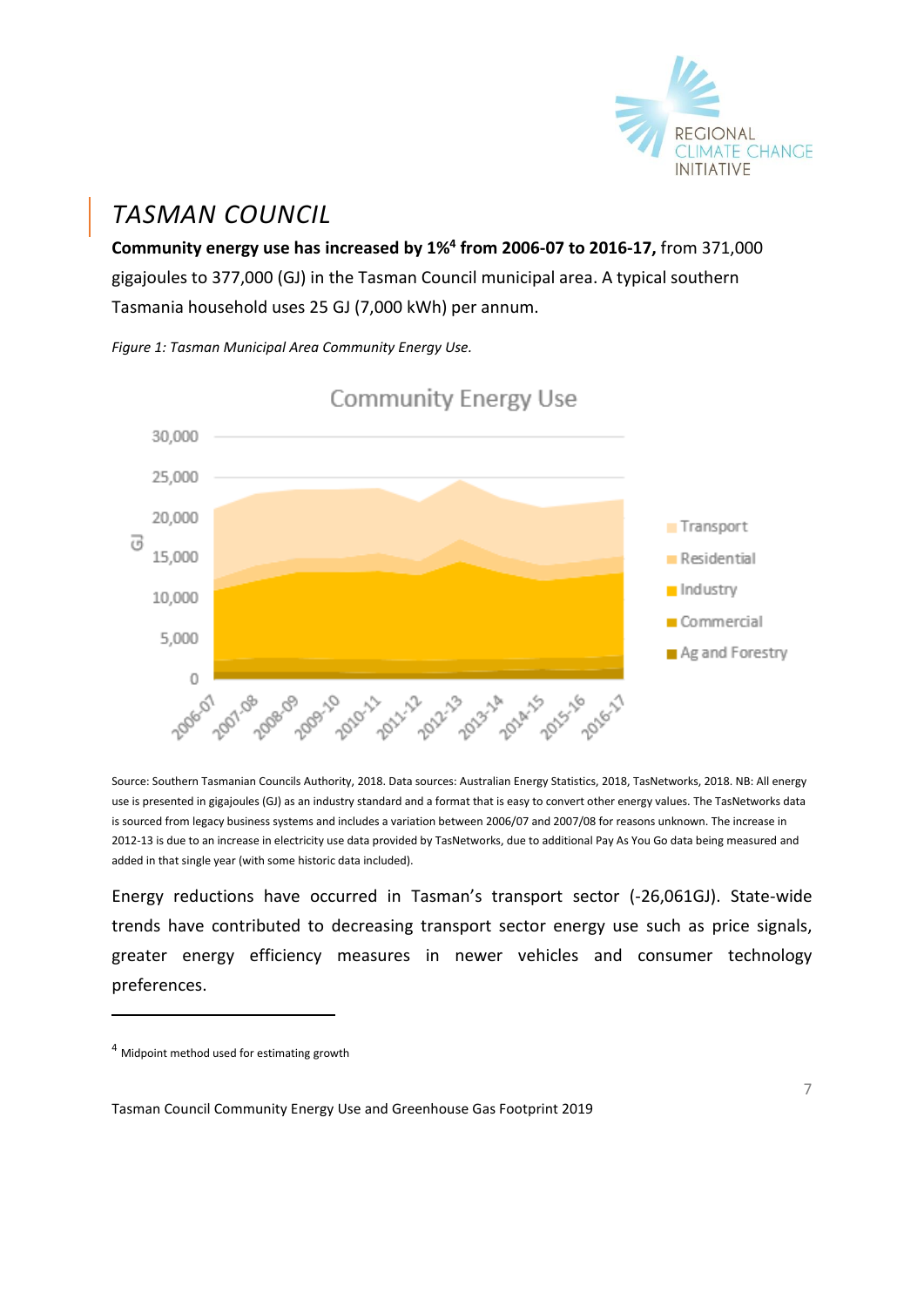# TASMAN COUNCIL

**Community energy use has increased by 1%[4] from 2006-07 to 2016-17,** from 371,000 gigajoules to 377,000 (GJ) in the Tasman Council municipal area. A typical southern Tasmania household uses 25 GJ (7,000 kWh) per annum.

*Figure 1: Tasman Municipal Area Community Energy Use.*

Source: Southern Tasmanian Councils Authority, 2018. Data sources: Australian Energy Statistics, 2018, TasNetworks, 2018. NB: All energy use is presented in gigajoules (GJ) as an industry standard and a format that is easy to convert other energy values. The TasNetworks data is sourced from legacy business systems and includes a variation between 2006/07 and 2007/08 for reasons unknown. The increase in 2012-13 is due to an increase in electricity use data provided by TasNetworks, due to additional Pay As You Go data being measured and added in that single year (with some historic data included).

Energy reductions have occurred in Tasman's transport sector (-26,061GJ). State-wide trends have contributed to decreasing transport sector energy use such as price signals, greater energy efficiency measures in newer vehicles and consumer technology preferences.

[4] Midpoint method used for estimating growth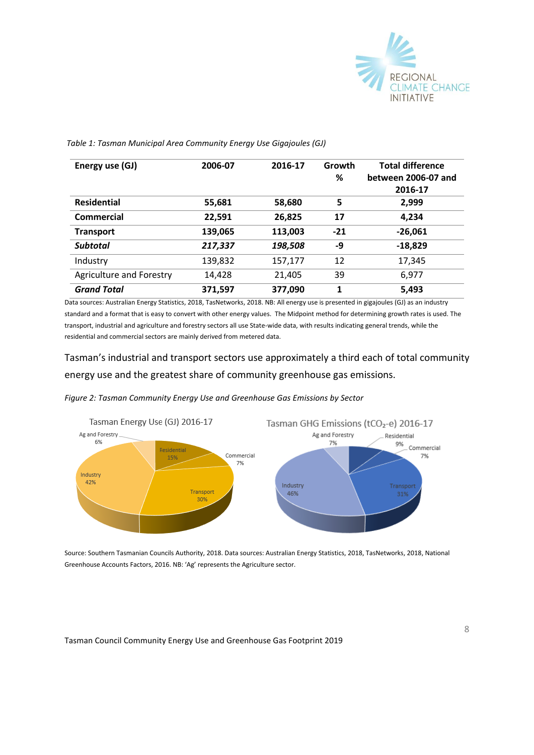*Table 1: Tasman Municipal Area Community Energy Use Gigajoules (GJ)*

| Energy use (GJ) | 2006-07 | 2016-17 | Growth % | Total difference between 2006-07 and 2016-17 |
|---|---|---|---|---|
| **Residential** | **55,681** | **58,680** | **5** | **2,999** |
| **Commercial** | **22,591** | **26,825** | **17** | **4,234** |
| **Transport** | **139,065** | **113,003** | **-21** | **-26,061** |
| ***Subtotal*** | ***217,337*** | ***198,508*** | **-9** | **-18,829** |
| Industry | 139,832 | 157,177 | 12 | 17,345 |
| Agriculture and Forestry | 14,428 | 21,405 | 39 | 6,977 |
| ***Grand Total*** | **371,597** | **377,090** | **1** | **5,493** |

Data sources: Australian Energy Statistics, 2018, TasNetworks, 2018. NB: All energy use is presented in gigajoules (GJ) as an industry standard and a format that is easy to convert with other energy values. The Midpoint method for determining growth rates is used. The transport, industrial and agriculture and forestry sectors all use State-wide data, with results indicating general trends, while the residential and commercial sectors are mainly derived from metered data.

Tasman's industrial and transport sectors use approximately a third each of total community energy use and the greatest share of community greenhouse gas emissions.

*Figure 2: Tasman Community Energy Use and Greenhouse Gas Emissions by Sector*

Tasman Energy Use (GJ) 2016-17

- Residential 15%
- Commercial 7%
- Transport 30%
- Industry 42%
- Ag and Forestry 6%

Tasman GHG Emissions ($tCO_2$-e) 2016-17

- Residential 9%
- Commercial 7%
- Transport 31%
- Industry 46%
- Ag and Forestry 7%

Source: Southern Tasmanian Councils Authority, 2018. Data sources: Australian Energy Statistics, 2018, TasNetworks, 2018, National Greenhouse Accounts Factors, 2016. NB: 'Ag' represents the Agriculture sector.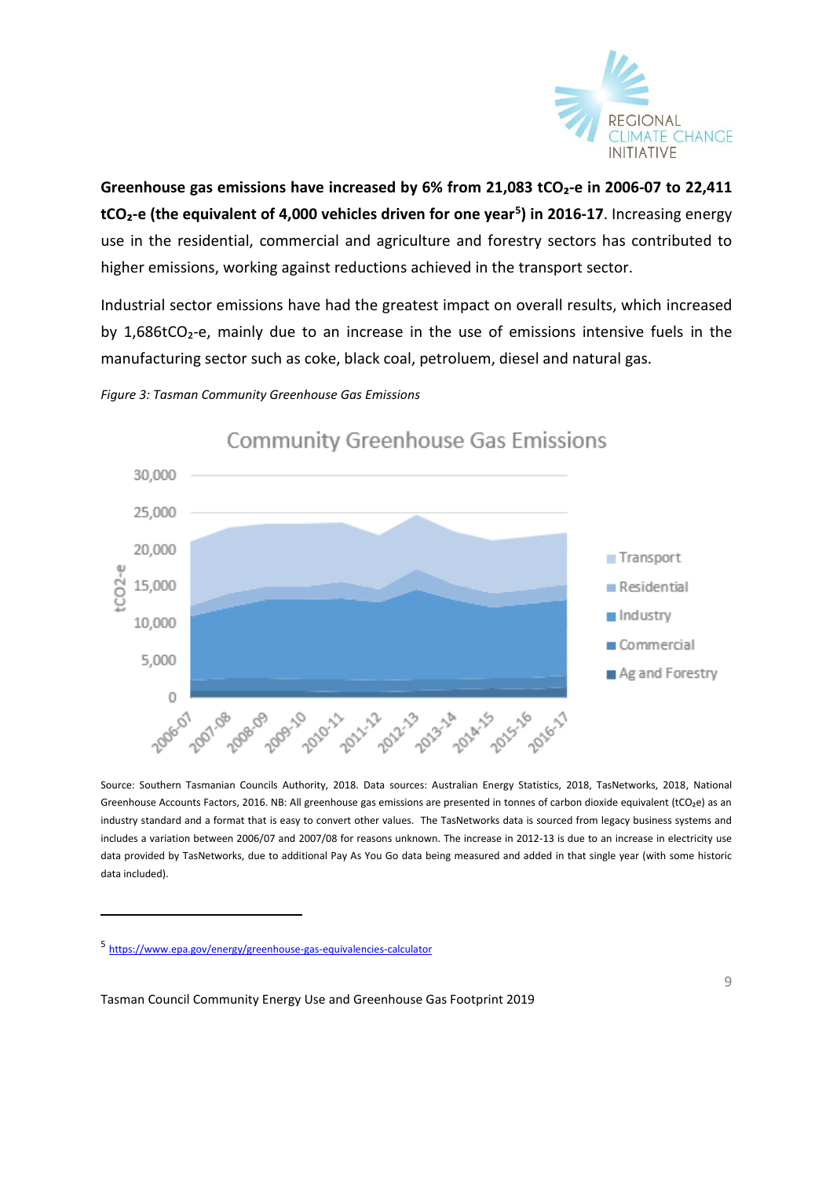**Greenhouse gas emissions have increased by 6% from 21,083 $tCO_2$-e in 2006-07 to 22,411 $tCO_2$-e (the equivalent of 4,000 vehicles driven for one year[5]) in 2016-17**. Increasing energy use in the residential, commercial and agriculture and forestry sectors has contributed to higher emissions, working against reductions achieved in the transport sector.

Industrial sector emissions have had the greatest impact on overall results, which increased by 1,686$tCO_2$-e, mainly due to an increase in the use of emissions intensive fuels in the manufacturing sector such as coke, black coal, petroluem, diesel and natural gas.

*Figure 3: Tasman Community Greenhouse Gas Emissions*

Source: Southern Tasmanian Councils Authority, 2018. Data sources: Australian Energy Statistics, 2018, TasNetworks, 2018, National Greenhouse Accounts Factors, 2016. NB: All greenhouse gas emissions are presented in tonnes of carbon dioxide equivalent ($tCO_2e$) as an industry standard and a format that is easy to convert other values. The TasNetworks data is sourced from legacy business systems and includes a variation between 2006/07 and 2007/08 for reasons unknown. The increase in 2012-13 is due to an increase in electricity use data provided by TasNetworks, due to additional Pay As You Go data being measured and added in that single year (with some historic data included).

---

[5] https://www.epa.gov/energy/greenhouse-gas-equivalencies-calculator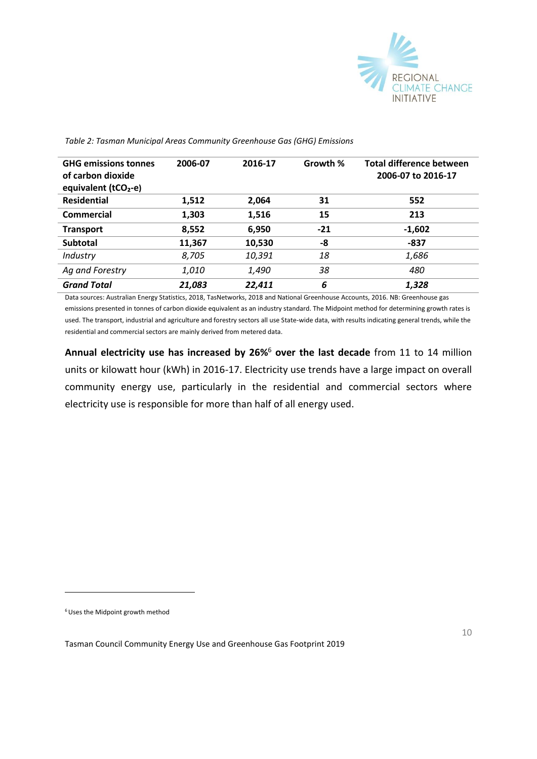*Table 2: Tasman Municipal Areas Community Greenhouse Gas (GHG) Emissions*

| GHG emissions tonnes of carbon dioxide equivalent ($tCO_2$-e) | 2006-07 | 2016-17 | Growth % | Total difference between 2006-07 to 2016-17 |
|---|---|---|---|---|
| **Residential** | **1,512** | **2,064** | **31** | **552** |
| **Commercial** | **1,303** | **1,516** | **15** | **213** |
| **Transport** | **8,552** | **6,950** | **-21** | **-1,602** |
| **Subtotal** | **11,367** | **10,530** | **-8** | **-837** |
| *Industry* | *8,705* | *10,391* | *18* | *1,686* |
| *Ag and Forestry* | *1,010* | *1,490* | *38* | *480* |
| ***Grand Total*** | ***21,083*** | ***22,411*** | ***6*** | ***1,328*** |

Data sources: Australian Energy Statistics, 2018, TasNetworks, 2018 and National Greenhouse Accounts, 2016. NB: Greenhouse gas emissions presented in tonnes of carbon dioxide equivalent as an industry standard. The Midpoint method for determining growth rates is used. The transport, industrial and agriculture and forestry sectors all use State-wide data, with results indicating general trends, while the residential and commercial sectors are mainly derived from metered data.

**Annual electricity use has increased by 26%**[6] **over the last decade** from 11 to 14 million units or kilowatt hour (kWh) in 2016-17. Electricity use trends have a large impact on overall community energy use, particularly in the residential and commercial sectors where electricity use is responsible for more than half of all energy used.

[6] Uses the Midpoint growth method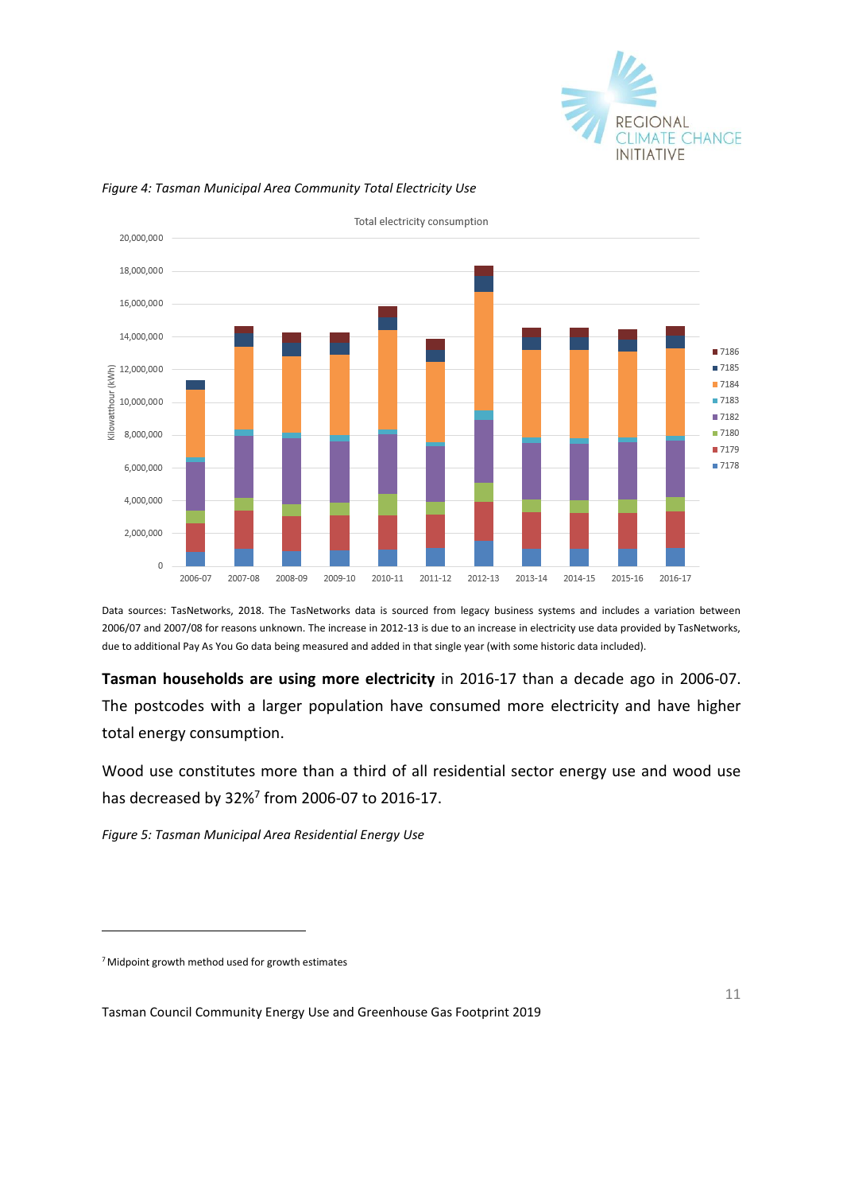*Figure 4: Tasman Municipal Area Community Total Electricity Use*

Data sources: TasNetworks, 2018. The TasNetworks data is sourced from legacy business systems and includes a variation between 2006/07 and 2007/08 for reasons unknown. The increase in 2012-13 is due to an increase in electricity use data provided by TasNetworks, due to additional Pay As You Go data being measured and added in that single year (with some historic data included).

**Tasman households are using more electricity** in 2016-17 than a decade ago in 2006-07. The postcodes with a larger population have consumed more electricity and have higher total energy consumption.

Wood use constitutes more than a third of all residential sector energy use and wood use has decreased by 32%[7] from 2006-07 to 2016-17.

*Figure 5: Tasman Municipal Area Residential Energy Use*

[7] Midpoint growth method used for growth estimates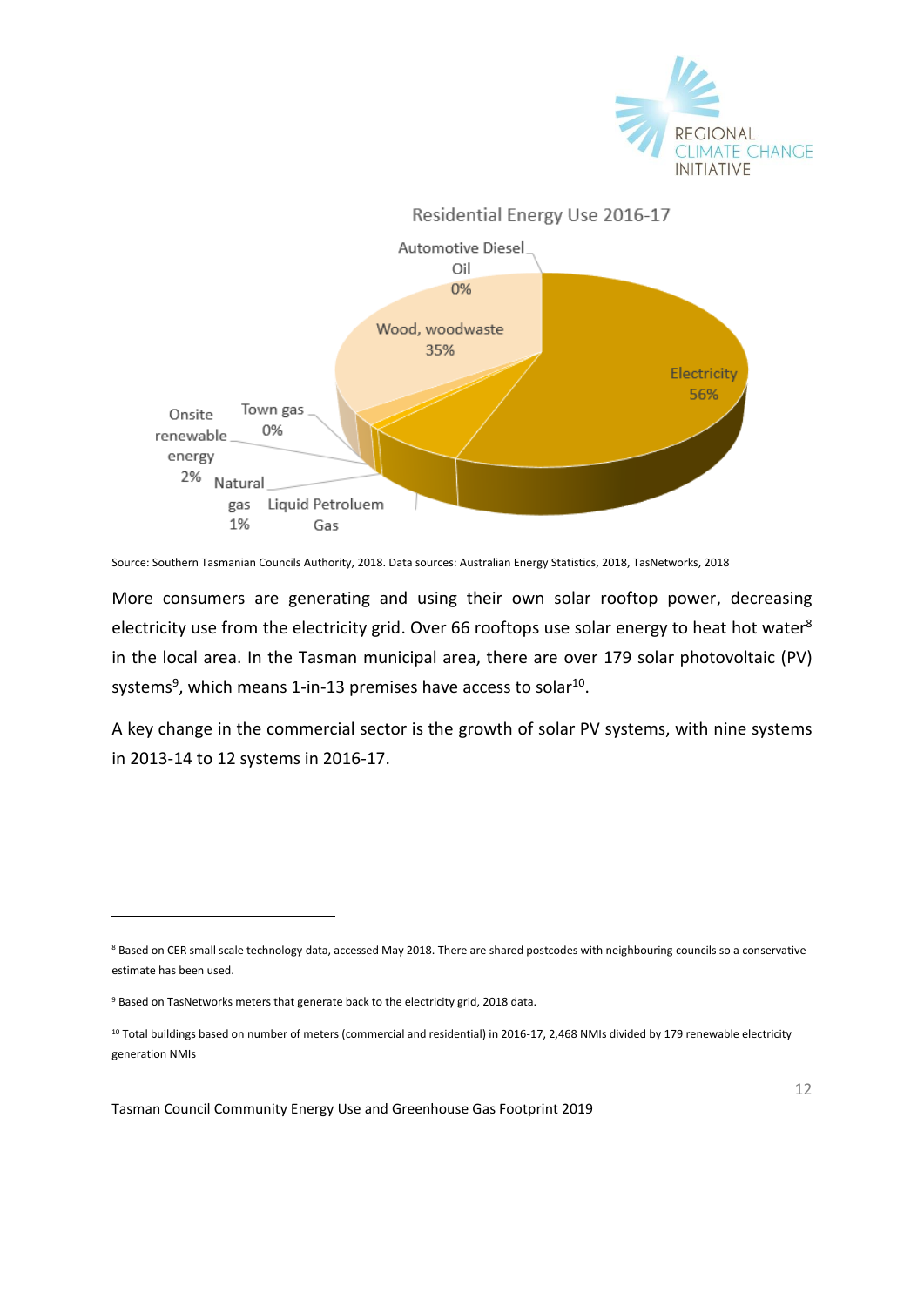Residential Energy Use 2016-17

Automotive Diesel Oil 0%

Wood, woodwaste 35%

Electricity 56%

Onsite renewable energy 2%

Town gas 0%

Natural gas 1%

Liquid Petroluem Gas

Source: Southern Tasmanian Councils Authority, 2018. Data sources: Australian Energy Statistics, 2018, TasNetworks, 2018

More consumers are generating and using their own solar rooftop power, decreasing electricity use from the electricity grid. Over 66 rooftops use solar energy to heat hot water[8] in the local area. In the Tasman municipal area, there are over 179 solar photovoltaic (PV) systems[9], which means 1-in-13 premises have access to solar[10].

A key change in the commercial sector is the growth of solar PV systems, with nine systems in 2013-14 to 12 systems in 2016-17.

---

[8] Based on CER small scale technology data, accessed May 2018. There are shared postcodes with neighbouring councils so a conservative estimate has been used.

[9] Based on TasNetworks meters that generate back to the electricity grid, 2018 data.

[10] Total buildings based on number of meters (commercial and residential) in 2016-17, 2,468 NMIs divided by 179 renewable electricity generation NMIs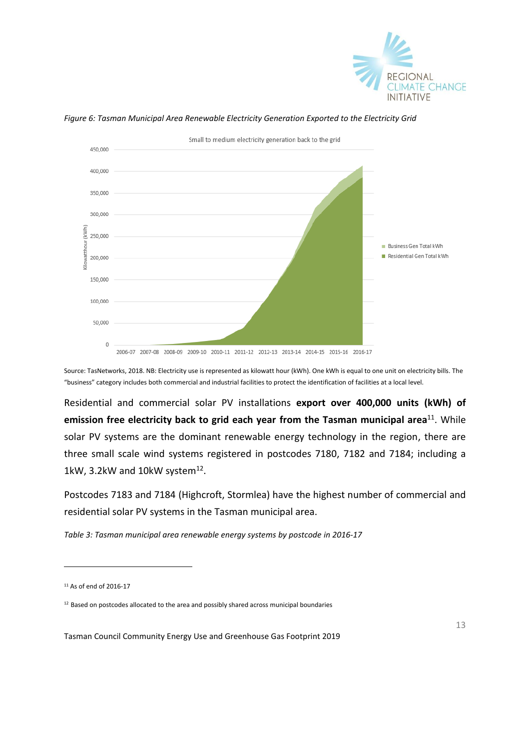*Figure 6: Tasman Municipal Area Renewable Electricity Generation Exported to the Electricity Grid*

Source: TasNetworks, 2018. NB: Electricity use is represented as kilowatt hour (kWh). One kWh is equal to one unit on electricity bills. The "business" category includes both commercial and industrial facilities to protect the identification of facilities at a local level.

Residential and commercial solar PV installations **export over 400,000 units (kWh) of emission free electricity back to grid each year from the Tasman municipal area**[11]. While solar PV systems are the dominant renewable energy technology in the region, there are three small scale wind systems registered in postcodes 7180, 7182 and 7184; including a 1kW, 3.2kW and 10kW system[12].

Postcodes 7183 and 7184 (Highcroft, Stormlea) have the highest number of commercial and residential solar PV systems in the Tasman municipal area.

*Table 3: Tasman municipal area renewable energy systems by postcode in 2016-17*

---

[11] As of end of 2016-17

[12] Based on postcodes allocated to the area and possibly shared across municipal boundaries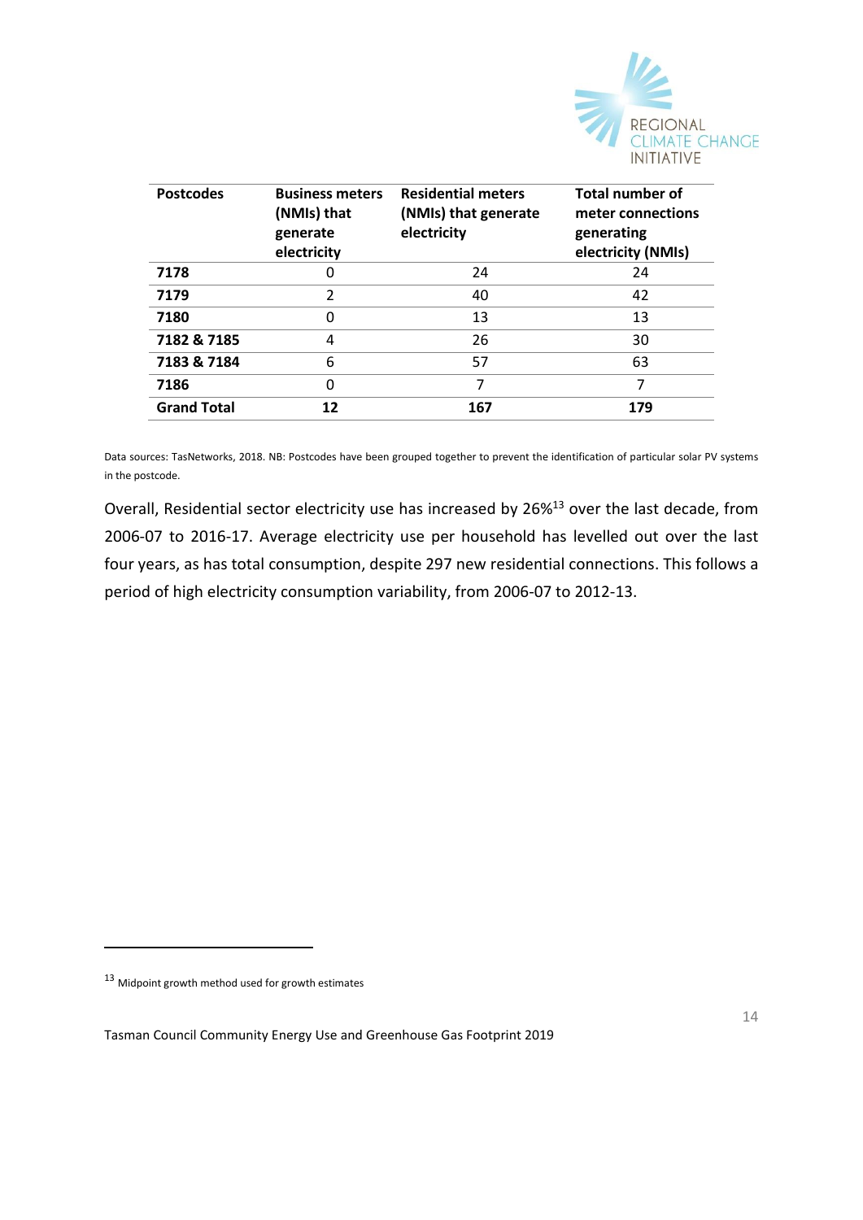| Postcodes | Business meters (NMIs) that generate electricity | Residential meters (NMIs) that generate electricity | Total number of meter connections generating electricity (NMIs) |
|---|---|---|---|
| **7178** | 0 | 24 | 24 |
| **7179** | 2 | 40 | 42 |
| **7180** | 0 | 13 | 13 |
| **7182 & 7185** | 4 | 26 | 30 |
| **7183 & 7184** | 6 | 57 | 63 |
| **7186** | 0 | 7 | 7 |
| **Grand Total** | **12** | **167** | **179** |

Data sources: TasNetworks, 2018. NB: Postcodes have been grouped together to prevent the identification of particular solar PV systems in the postcode.

Overall, Residential sector electricity use has increased by 26%[13] over the last decade, from 2006-07 to 2016-17. Average electricity use per household has levelled out over the last four years, as has total consumption, despite 297 new residential connections. This follows a period of high electricity consumption variability, from 2006-07 to 2012-13.

[13] Midpoint growth method used for growth estimates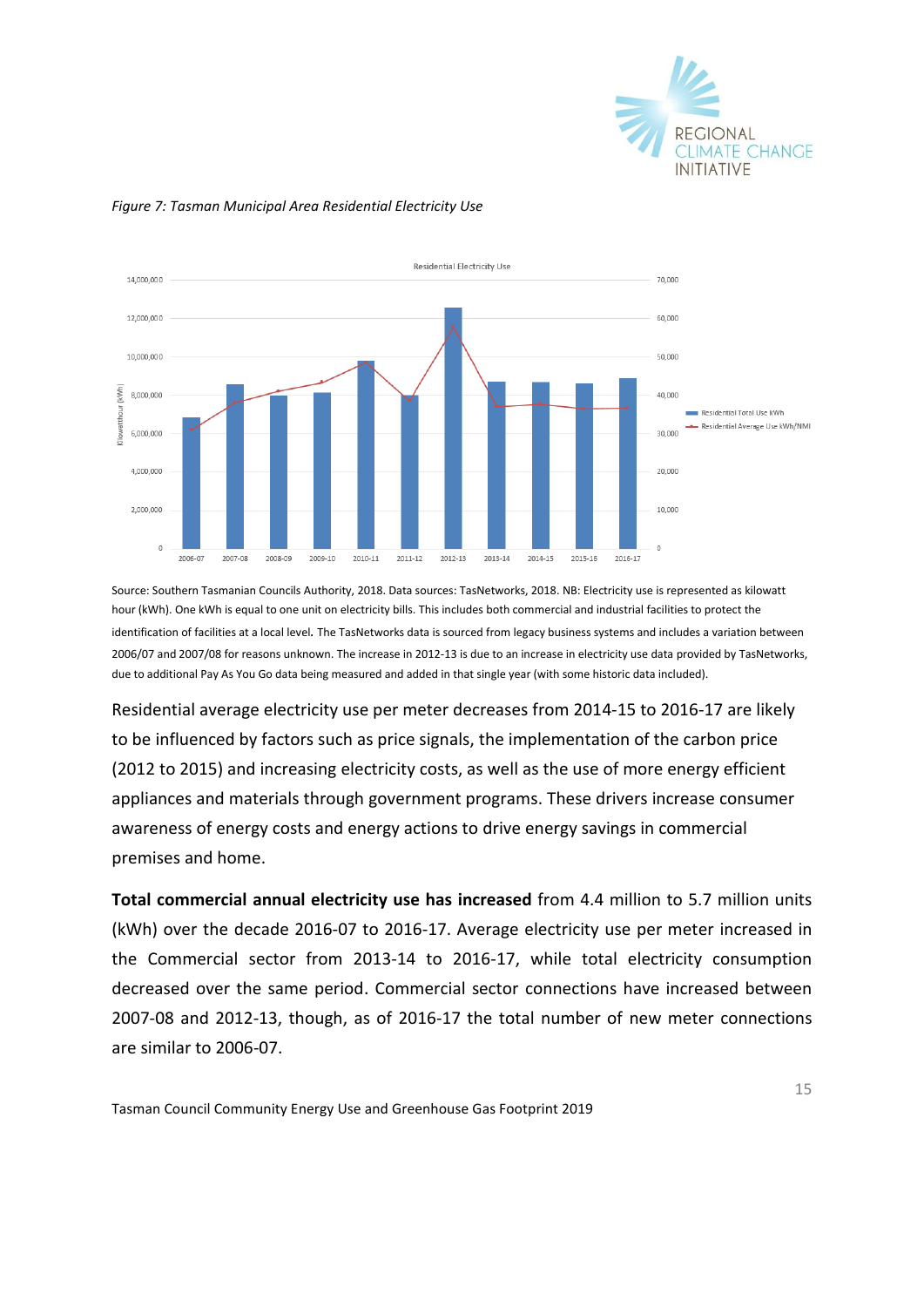*Figure 7: Tasman Municipal Area Residential Electricity Use*

Source: Southern Tasmanian Councils Authority, 2018. Data sources: TasNetworks, 2018. NB: Electricity use is represented as kilowatt hour (kWh). One kWh is equal to one unit on electricity bills. This includes both commercial and industrial facilities to protect the identification of facilities at a local level. The TasNetworks data is sourced from legacy business systems and includes a variation between 2006/07 and 2007/08 for reasons unknown. The increase in 2012-13 is due to an increase in electricity use data provided by TasNetworks, due to additional Pay As You Go data being measured and added in that single year (with some historic data included).

Residential average electricity use per meter decreases from 2014-15 to 2016-17 are likely to be influenced by factors such as price signals, the implementation of the carbon price (2012 to 2015) and increasing electricity costs, as well as the use of more energy efficient appliances and materials through government programs. These drivers increase consumer awareness of energy costs and energy actions to drive energy savings in commercial premises and home.

**Total commercial annual electricity use has increased** from 4.4 million to 5.7 million units (kWh) over the decade 2016-07 to 2016-17. Average electricity use per meter increased in the Commercial sector from 2013-14 to 2016-17, while total electricity consumption decreased over the same period. Commercial sector connections have increased between 2007-08 and 2012-13, though, as of 2016-17 the total number of new meter connections are similar to 2006-07.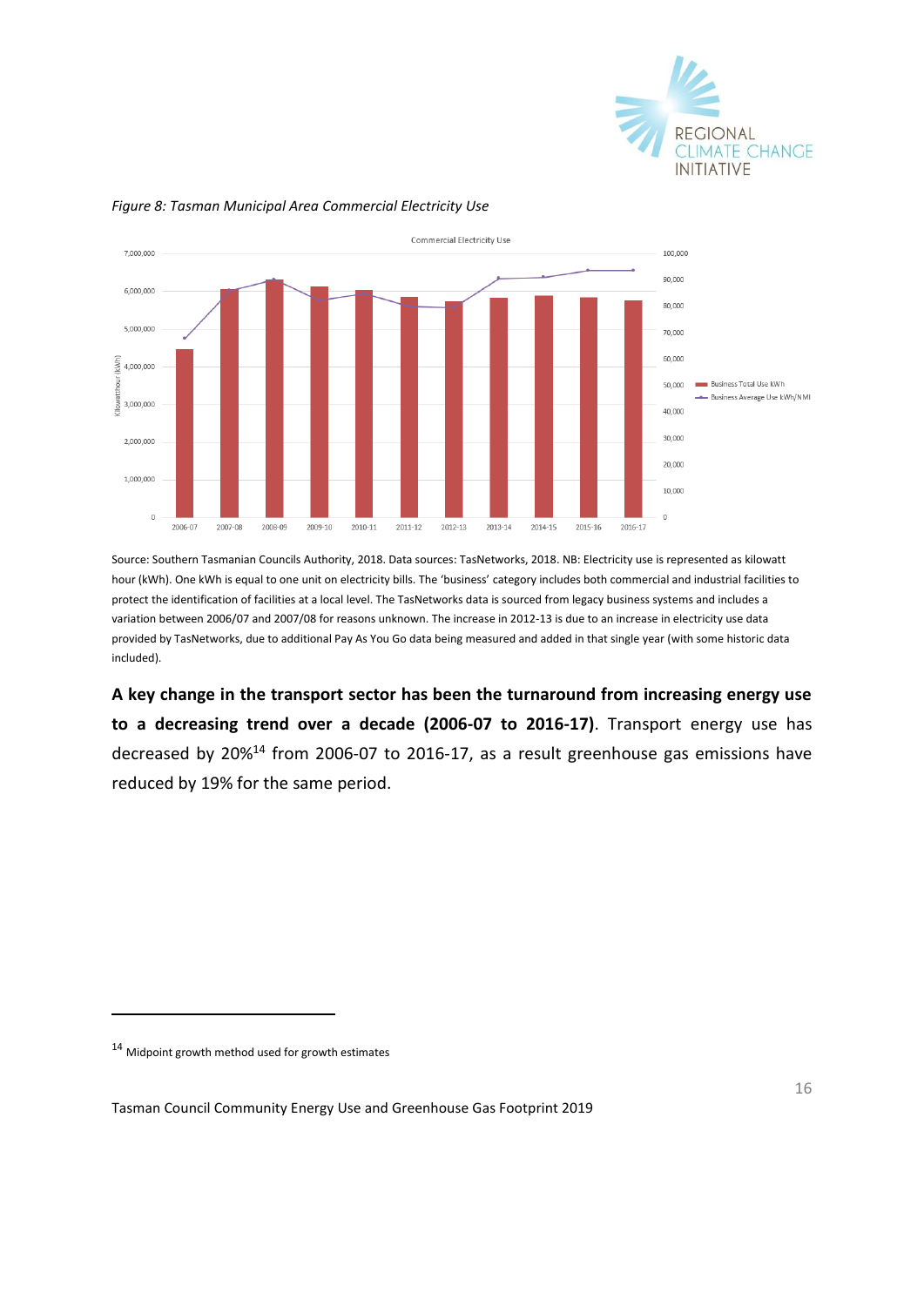*Figure 8: Tasman Municipal Area Commercial Electricity Use*

Source: Southern Tasmanian Councils Authority, 2018. Data sources: TasNetworks, 2018. NB: Electricity use is represented as kilowatt hour (kWh). One kWh is equal to one unit on electricity bills. The 'business' category includes both commercial and industrial facilities to protect the identification of facilities at a local level. The TasNetworks data is sourced from legacy business systems and includes a variation between 2006/07 and 2007/08 for reasons unknown. The increase in 2012-13 is due to an increase in electricity use data provided by TasNetworks, due to additional Pay As You Go data being measured and added in that single year (with some historic data included).

**A key change in the transport sector has been the turnaround from increasing energy use to a decreasing trend over a decade (2006-07 to 2016-17)**. Transport energy use has decreased by 20%[14] from 2006-07 to 2016-17, as a result greenhouse gas emissions have reduced by 19% for the same period.

[14] Midpoint growth method used for growth estimates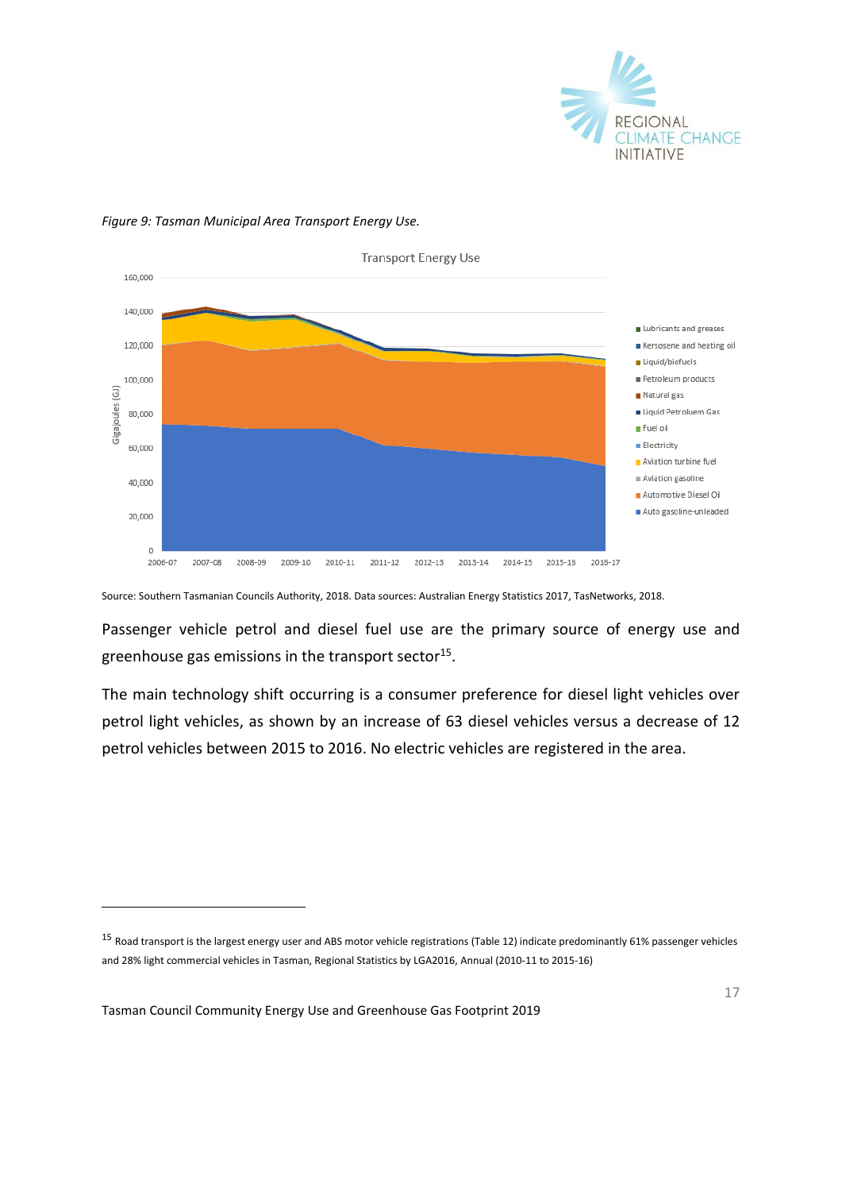*Figure 9: Tasman Municipal Area Transport Energy Use.*

Source: Southern Tasmanian Councils Authority, 2018. Data sources: Australian Energy Statistics 2017, TasNetworks, 2018.

Passenger vehicle petrol and diesel fuel use are the primary source of energy use and greenhouse gas emissions in the transport sector[15].

The main technology shift occurring is a consumer preference for diesel light vehicles over petrol light vehicles, as shown by an increase of 63 diesel vehicles versus a decrease of 12 petrol vehicles between 2015 to 2016. No electric vehicles are registered in the area.

---

[15] Road transport is the largest energy user and ABS motor vehicle registrations (Table 12) indicate predominantly 61% passenger vehicles and 28% light commercial vehicles in Tasman, Regional Statistics by LGA2016, Annual (2010-11 to 2015-16)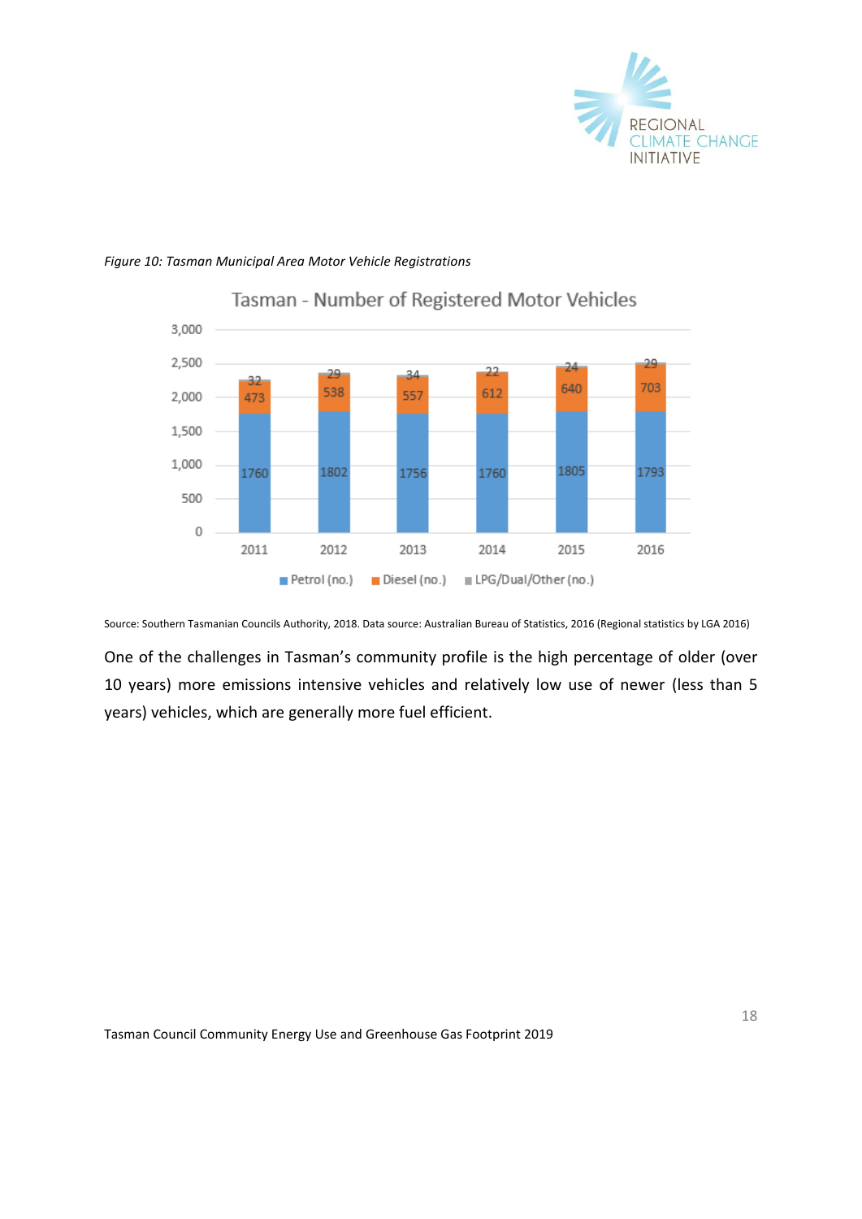*Figure 10: Tasman Municipal Area Motor Vehicle Registrations*

**Tasman - Number of Registered Motor Vehicles**

| Year | Petrol (no.) | Diesel (no.) | LPG/Dual/Other (no.) |
|---|---|---|---|
| 2011 | 1760 | 473 | 32 |
| 2012 | 1802 | 538 | 29 |
| 2013 | 1756 | 557 | 34 |
| 2014 | 1760 | 612 | 22 |
| 2015 | 1805 | 640 | 24 |
| 2016 | 1793 | 703 | 29 |

Source: Southern Tasmanian Councils Authority, 2018. Data source: Australian Bureau of Statistics, 2016 (Regional statistics by LGA 2016)

One of the challenges in Tasman's community profile is the high percentage of older (over 10 years) more emissions intensive vehicles and relatively low use of newer (less than 5 years) vehicles, which are generally more fuel efficient.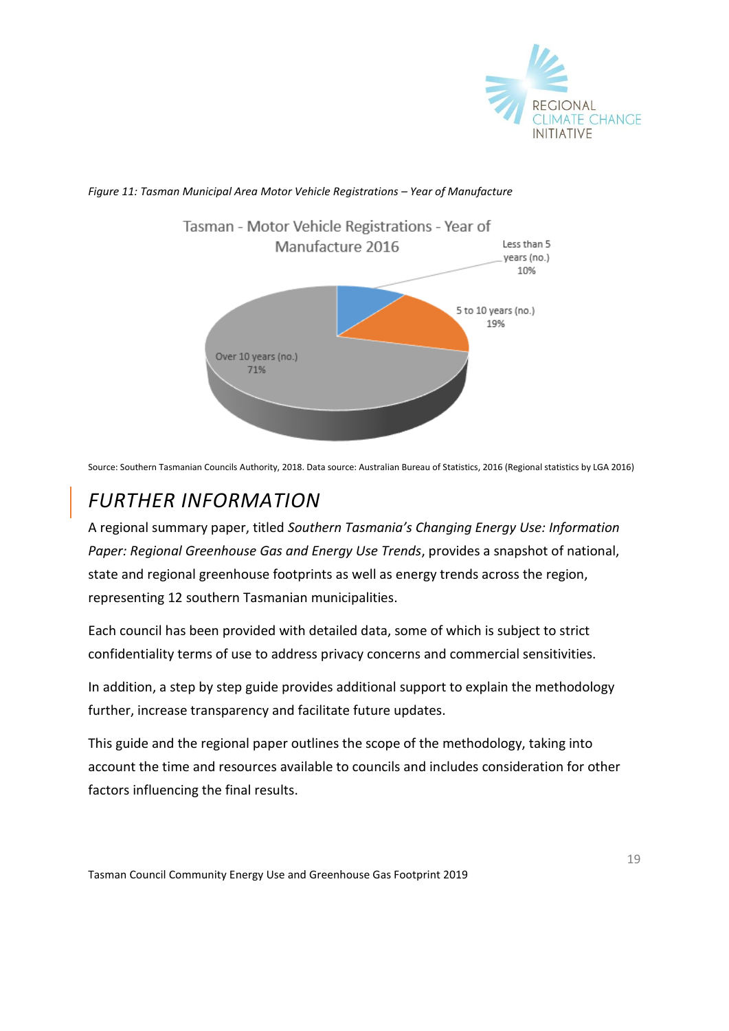*Figure 11: Tasman Municipal Area Motor Vehicle Registrations – Year of Manufacture*

Tasman - Motor Vehicle Registrations - Year of Manufacture 2016

Less than 5 years (no.)
10%

5 to 10 years (no.)
19%

Over 10 years (no.)
71%

Source: Southern Tasmanian Councils Authority, 2018. Data source: Australian Bureau of Statistics, 2016 (Regional statistics by LGA 2016)

# *FURTHER INFORMATION*

A regional summary paper, titled *Southern Tasmania's Changing Energy Use: Information Paper: Regional Greenhouse Gas and Energy Use Trends*, provides a snapshot of national, state and regional greenhouse footprints as well as energy trends across the region, representing 12 southern Tasmanian municipalities.

Each council has been provided with detailed data, some of which is subject to strict confidentiality terms of use to address privacy concerns and commercial sensitivities.

In addition, a step by step guide provides additional support to explain the methodology further, increase transparency and facilitate future updates.

This guide and the regional paper outlines the scope of the methodology, taking into account the time and resources available to councils and includes consideration for other factors influencing the final results.